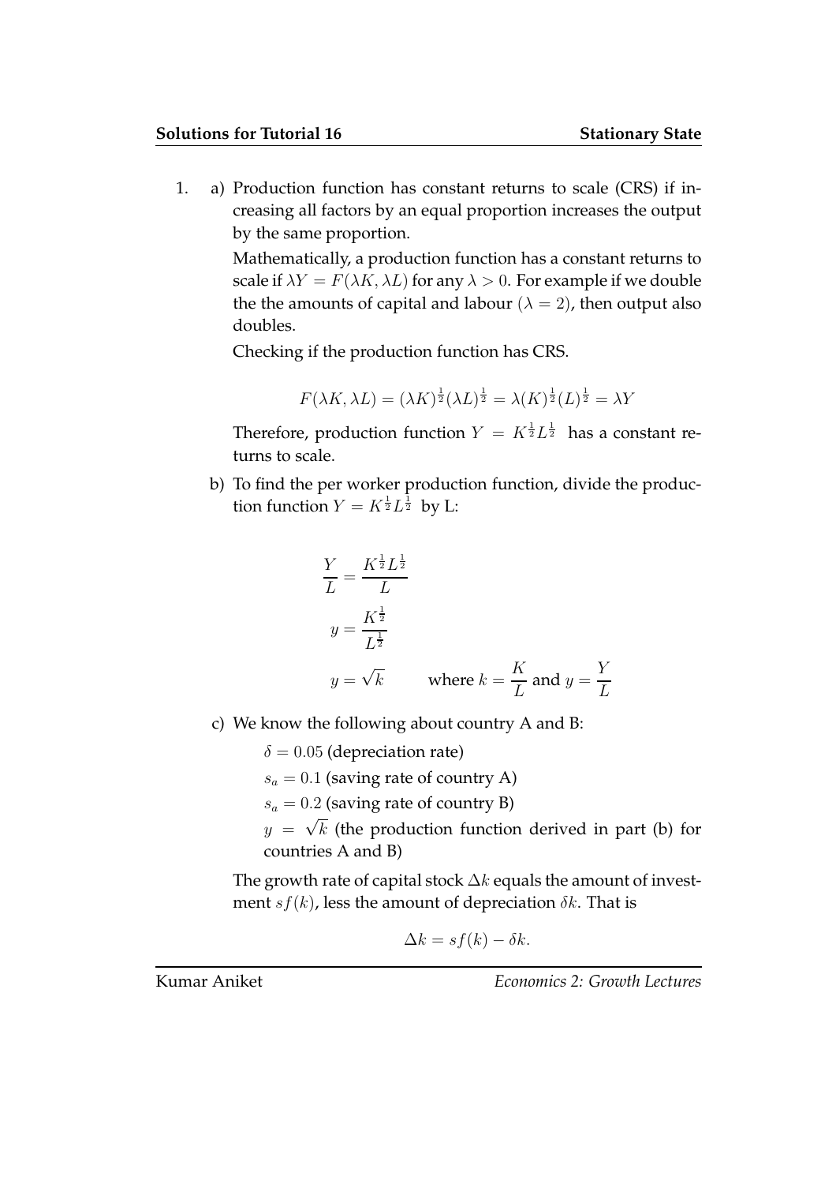1. a) Production function has constant returns to scale (CRS) if increasing all factors by an equal proportion increases the output by the same proportion.

   Mathematically, a production function has a constant returns to scale if $\lambda Y = F(\lambda K, \lambda L)$ for any $\lambda > 0$. For example if we double the the amounts of capital and labour ($\lambda = 2$), then output also doubles.

   Checking if the production function has CRS.

$$F(\lambda K, \lambda L) = (\lambda K)^{\frac{1}{2}}(\lambda L)^{\frac{1}{2}} = \lambda (K)^{\frac{1}{2}}(L)^{\frac{1}{2}} = \lambda Y$$

   Therefore, production function $Y = K^{\frac{1}{2}}L^{\frac{1}{2}}$ has a constant returns to scale.

   b) To find the per worker production function, divide the production function $Y = K^{\frac{1}{2}}L^{\frac{1}{2}}$ by L:

$$\frac{Y}{L} = \frac{K^{\frac{1}{2}}L^{\frac{1}{2}}}{L}$$

$$y = \frac{K^{\frac{1}{2}}}{L^{\frac{1}{2}}}$$

$$y = \sqrt{k} \qquad \text{where } k = \frac{K}{L} \text{ and } y = \frac{Y}{L}$$

   c) We know the following about country A and B:

   $\delta = 0.05$ (depreciation rate)

   $s_a = 0.1$ (saving rate of country A)

   $s_a = 0.2$ (saving rate of country B)

   $y = \sqrt{k}$ (the production function derived in part (b) for countries A and B)

   The growth rate of capital stock $\Delta k$ equals the amount of investment $sf(k)$, less the amount of depreciation $\delta k$. That is

$$\Delta k = sf(k) - \delta k.$$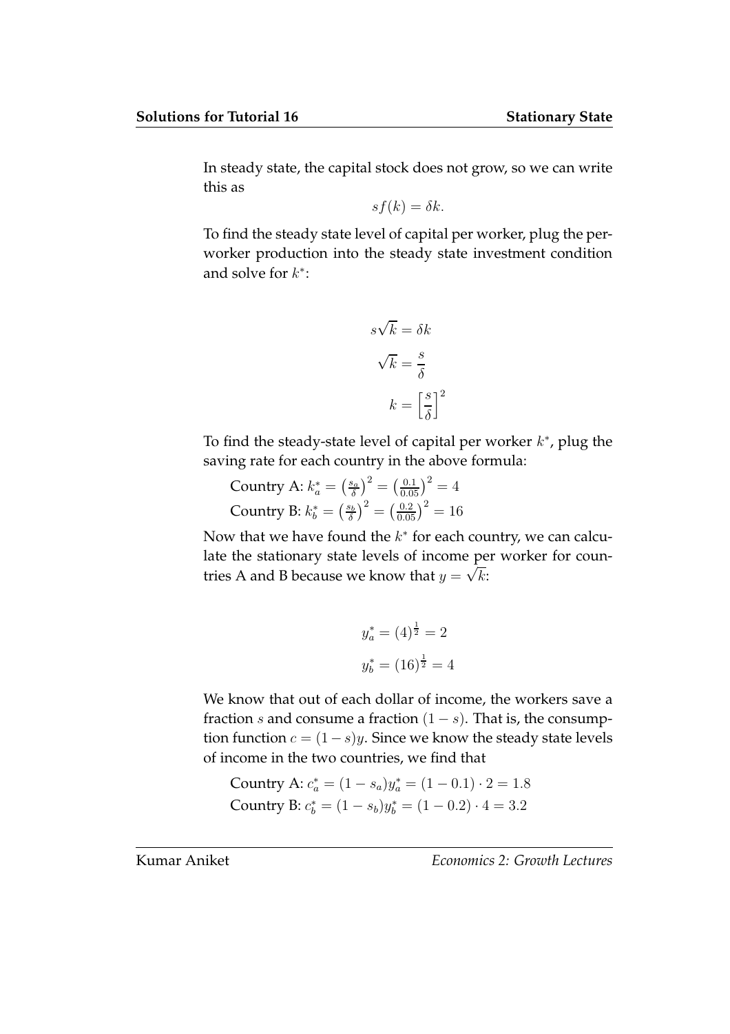In steady state, the capital stock does not grow, so we can write this as

$$sf(k) = \delta k.$$

To find the steady state level of capital per worker, plug the per-worker production into the steady state investment condition and solve for $k^*$:

$$s\sqrt{k} = \delta k$$

$$\sqrt{k} = \frac{s}{\delta}$$

$$k = \left[\frac{s}{\delta}\right]^2$$

To find the steady-state level of capital per worker $k^*$, plug the saving rate for each country in the above formula:

Country A: $k_a^* = \left(\frac{s_a}{\delta}\right)^2 = \left(\frac{0.1}{0.05}\right)^2 = 4$
Country B: $k_b^* = \left(\frac{s_b}{\delta}\right)^2 = \left(\frac{0.2}{0.05}\right)^2 = 16$

Now that we have found the $k^*$ for each country, we can calculate the stationary state levels of income per worker for countries A and B because we know that $y = \sqrt{k}$:

$$y_a^* = (4)^{\frac{1}{2}} = 2$$

$$y_b^* = (16)^{\frac{1}{2}} = 4$$

We know that out of each dollar of income, the workers save a fraction $s$ and consume a fraction $(1 - s)$. That is, the consumption function $c = (1 - s)y$. Since we know the steady state levels of income in the two countries, we find that

Country A: $c_a^* = (1 - s_a)y_a^* = (1 - 0.1) \cdot 2 = 1.8$
Country B: $c_b^* = (1 - s_b)y_b^* = (1 - 0.2) \cdot 4 = 3.2$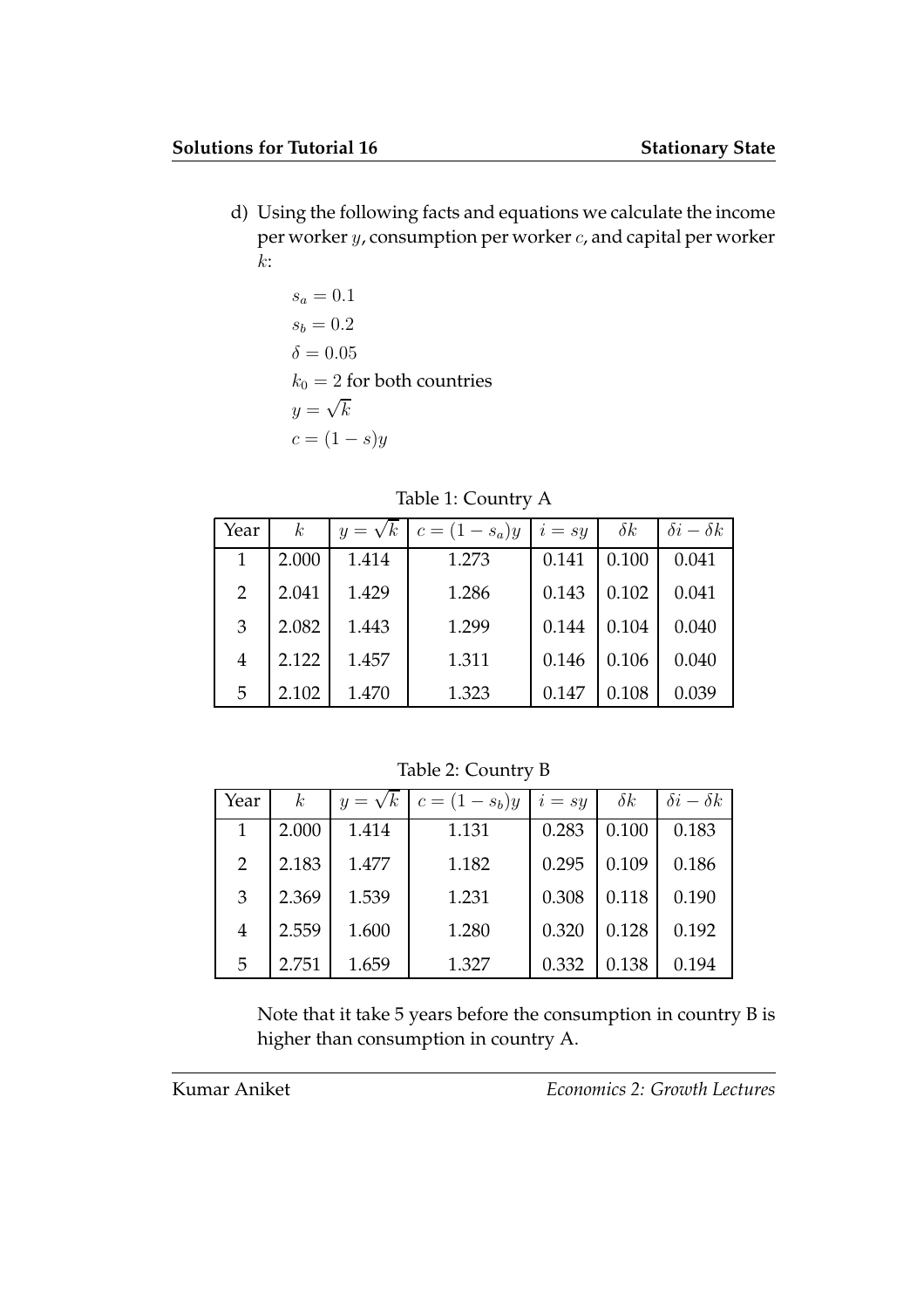d) Using the following facts and equations we calculate the income per worker $y$, consumption per worker $c$, and capital per worker $k$:

$$s_a = 0.1$$
$$s_b = 0.2$$
$$\delta = 0.05$$
$$k_0 = 2 \text{ for both countries}$$
$$y = \sqrt{k}$$
$$c = (1 - s)y$$

Table 1: Country A

| Year | $k$ | $y = \sqrt{k}$ | $c = (1 - s_a)y$ | $i = sy$ | $\delta k$ | $\delta i - \delta k$ |
|---|---|---|---|---|---|---|
| 1 | 2.000 | 1.414 | 1.273 | 0.141 | 0.100 | 0.041 |
| 2 | 2.041 | 1.429 | 1.286 | 0.143 | 0.102 | 0.041 |
| 3 | 2.082 | 1.443 | 1.299 | 0.144 | 0.104 | 0.040 |
| 4 | 2.122 | 1.457 | 1.311 | 0.146 | 0.106 | 0.040 |
| 5 | 2.102 | 1.470 | 1.323 | 0.147 | 0.108 | 0.039 |

Table 2: Country B

| Year | $k$ | $y = \sqrt{k}$ | $c = (1 - s_b)y$ | $i = sy$ | $\delta k$ | $\delta i - \delta k$ |
|---|---|---|---|---|---|---|
| 1 | 2.000 | 1.414 | 1.131 | 0.283 | 0.100 | 0.183 |
| 2 | 2.183 | 1.477 | 1.182 | 0.295 | 0.109 | 0.186 |
| 3 | 2.369 | 1.539 | 1.231 | 0.308 | 0.118 | 0.190 |
| 4 | 2.559 | 1.600 | 1.280 | 0.320 | 0.128 | 0.192 |
| 5 | 2.751 | 1.659 | 1.327 | 0.332 | 0.138 | 0.194 |

Note that it take 5 years before the consumption in country B is higher than consumption in country A.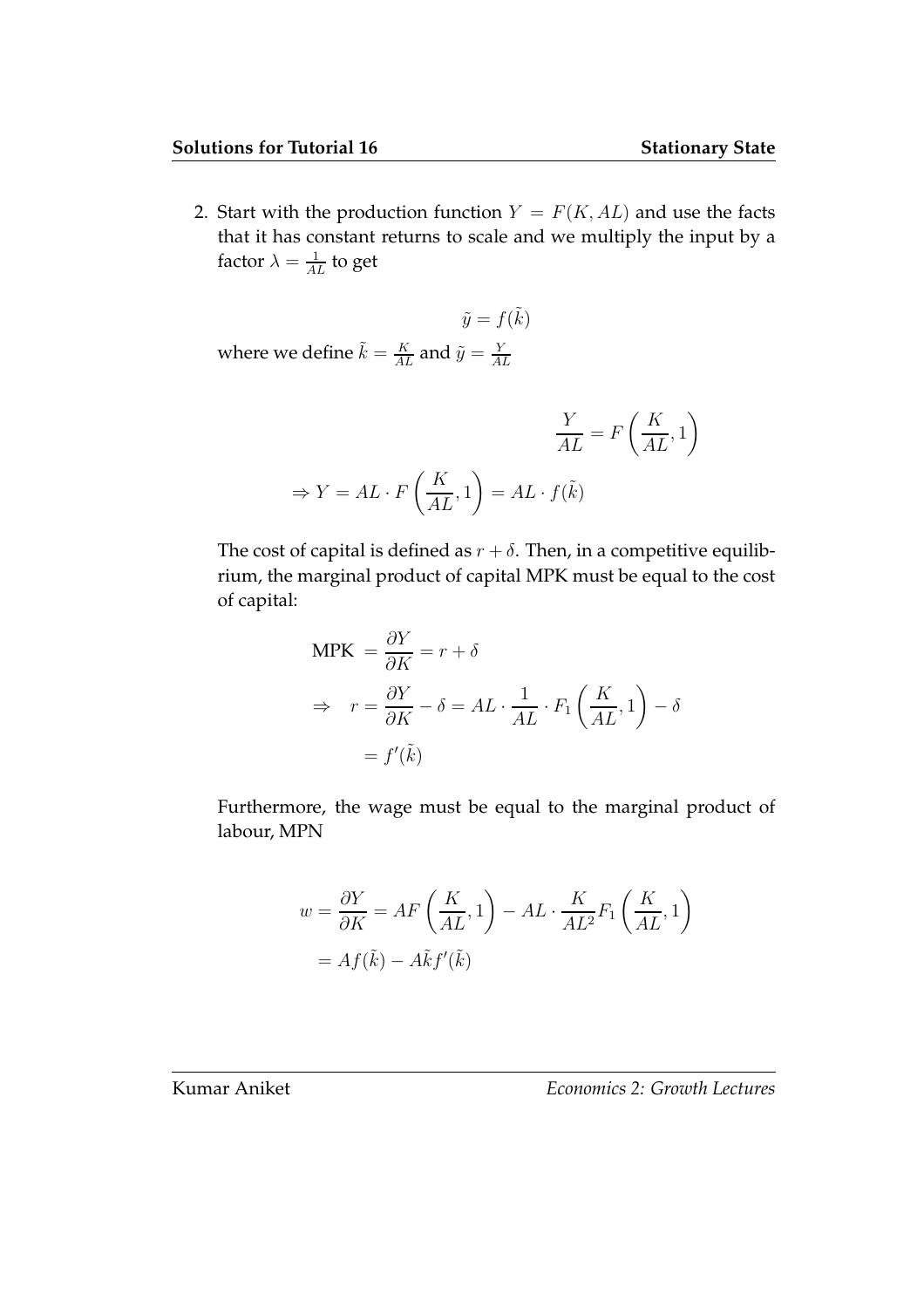2. Start with the production function $Y = F(K, AL)$ and use the facts that it has constant returns to scale and we multiply the input by a factor $\lambda = \frac{1}{AL}$ to get

$$\tilde{y} = f(\tilde{k})$$

where we define $\tilde{k} = \frac{K}{AL}$ and $\tilde{y} = \frac{Y}{AL}$

$$\frac{Y}{AL} = F\left(\frac{K}{AL}, 1\right)$$

$$\Rightarrow Y = AL \cdot F\left(\frac{K}{AL}, 1\right) = AL \cdot f(\tilde{k})$$

The cost of capital is defined as $r + \delta$. Then, in a competitive equilibrium, the marginal product of capital MPK must be equal to the cost of capital:

$$\begin{aligned}
\text{MPK } &= \frac{\partial Y}{\partial K} = r + \delta \\
\Rightarrow \quad r &= \frac{\partial Y}{\partial K} - \delta = AL \cdot \frac{1}{AL} \cdot F_1\left(\frac{K}{AL}, 1\right) - \delta \\
&= f'(\tilde{k})
\end{aligned}$$

Furthermore, the wage must be equal to the marginal product of labour, MPN

$$\begin{aligned}
w &= \frac{\partial Y}{\partial K} = AF\left(\frac{K}{AL}, 1\right) - AL \cdot \frac{K}{AL^2} F_1\left(\frac{K}{AL}, 1\right) \\
&= Af(\tilde{k}) - A\tilde{k}f'(\tilde{k})
\end{aligned}$$